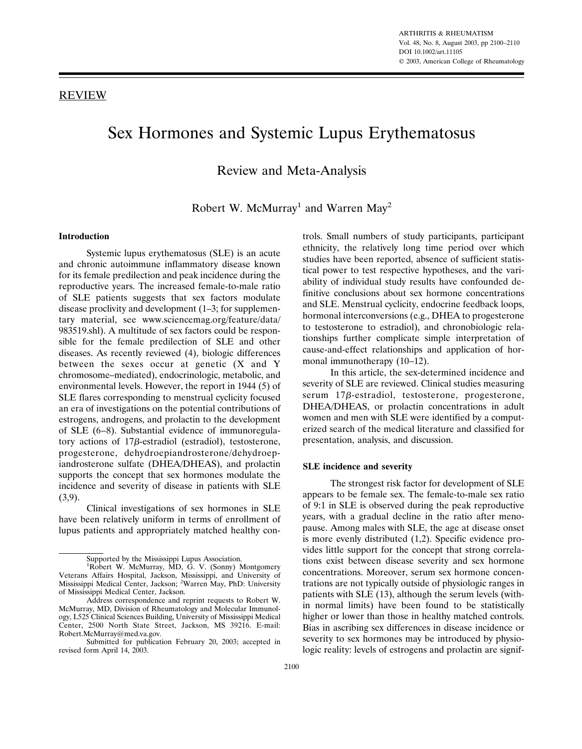REVIEW

# Sex Hormones and Systemic Lupus Erythematosus

## Review and Meta-Analysis

Robert W. McMurray[1] and Warren May[2]

### Introduction

Systemic lupus erythematosus (SLE) is an acute and chronic autoimmune inflammatory disease known for its female predilection and peak incidence during the reproductive years. The increased female-to-male ratio of SLE patients suggests that sex factors modulate disease proclivity and development (1–3; for supplementary material, see www.sciencemag.org/feature/data/983519.shl). A multitude of sex factors could be responsible for the female predilection of SLE and other diseases. As recently reviewed (4), biologic differences between the sexes occur at genetic (X and Y chromosome–mediated), endocrinologic, metabolic, and environmental levels. However, the report in 1944 (5) of SLE flares corresponding to menstrual cyclicity focused an era of investigations on the potential contributions of estrogens, androgens, and prolactin to the development of SLE (6–8). Substantial evidence of immunoregulatory actions of 17β-estradiol (estradiol), testosterone, progesterone, dehydroepiandrosterone/dehydroepiandrosterone sulfate (DHEA/DHEAS), and prolactin supports the concept that sex hormones modulate the incidence and severity of disease in patients with SLE (3,9).

Clinical investigations of sex hormones in SLE have been relatively uniform in terms of enrollment of lupus patients and appropriately matched healthy controls. Small numbers of study participants, participant ethnicity, the relatively long time period over which studies have been reported, absence of sufficient statistical power to test respective hypotheses, and the variability of individual study results have confounded definitive conclusions about sex hormone concentrations and SLE. Menstrual cyclicity, endocrine feedback loops, hormonal interconversions (e.g., DHEA to progesterone to testosterone to estradiol), and chronobiologic relationships further complicate simple interpretation of cause-and-effect relationships and application of hormonal immunotherapy (10–12).

In this article, the sex-determined incidence and severity of SLE are reviewed. Clinical studies measuring serum 17β-estradiol, testosterone, progesterone, DHEA/DHEAS, or prolactin concentrations in adult women and men with SLE were identified by a computerized search of the medical literature and classified for presentation, analysis, and discussion.

### SLE incidence and severity

The strongest risk factor for development of SLE appears to be female sex. The female-to-male sex ratio of 9:1 in SLE is observed during the peak reproductive years, with a gradual decline in the ratio after menopause. Among males with SLE, the age at disease onset is more evenly distributed (1,2). Specific evidence provides little support for the concept that strong correlations exist between disease severity and sex hormone concentrations. Moreover, serum sex hormone concentrations are not typically outside of physiologic ranges in patients with SLE (13), although the serum levels (within normal limits) have been found to be statistically higher or lower than those in healthy matched controls. Bias in ascribing sex differences in disease incidence or severity to sex hormones may be introduced by physiologic reality: levels of estrogens and prolactin are signif-

---

Supported by the Mississippi Lupus Association.

[1]Robert W. McMurray, MD, G. V. (Sonny) Montgomery Veterans Affairs Hospital, Jackson, Mississippi, and University of Mississippi Medical Center, Jackson; [2]Warren May, PhD: University of Mississippi Medical Center, Jackson.

Address correspondence and reprint requests to Robert W. McMurray, MD, Division of Rheumatology and Molecular Immunology, L525 Clinical Sciences Building, University of Mississippi Medical Center, 2500 North State Street, Jackson, MS 39216. E-mail: Robert.McMurray@med.va.gov.

Submitted for publication February 20, 2003; accepted in revised form April 14, 2003.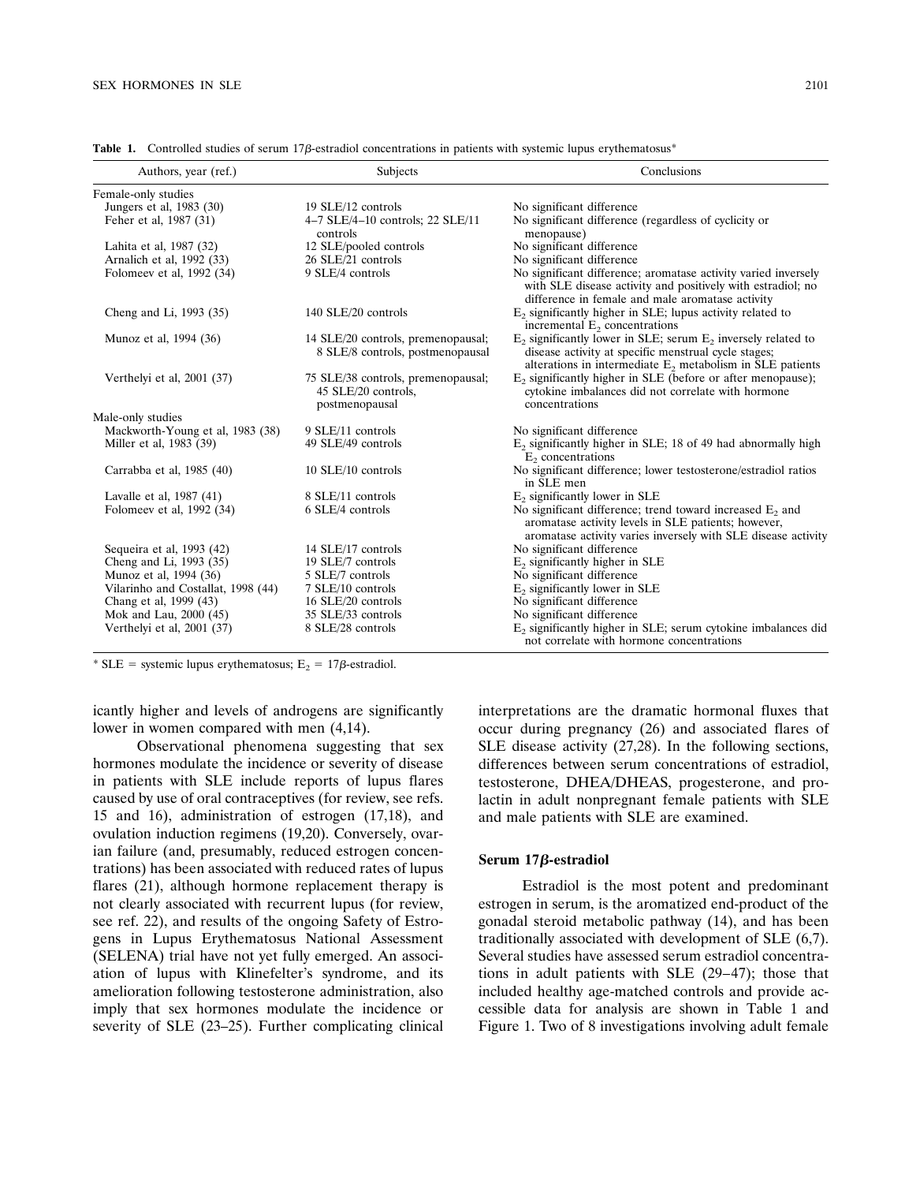**Table 1.** Controlled studies of serum 17β-estradiol concentrations in patients with systemic lupus erythematosus*

| Authors, year (ref.) | Subjects | Conclusions |
|---|---|---|
| Female-only studies | | |
| Jungers et al, 1983 (30) | 19 SLE/12 controls | No significant difference |
| Feher et al, 1987 (31) | 4–7 SLE/4–10 controls; 22 SLE/11 controls | No significant difference (regardless of cyclicity or menopause) |
| Lahita et al, 1987 (32) | 12 SLE/pooled controls | No significant difference |
| Arnalich et al, 1992 (33) | 26 SLE/21 controls | No significant difference |
| Folomeev et al, 1992 (34) | 9 SLE/4 controls | No significant difference; aromatase activity varied inversely with SLE disease activity and positively with estradiol; no difference in female and male aromatase activity |
| Cheng and Li, 1993 (35) | 140 SLE/20 controls | $E_2$ significantly higher in SLE; lupus activity related to incremental $E_2$ concentrations |
| Munoz et al, 1994 (36) | 14 SLE/20 controls, premenopausal; 8 SLE/8 controls, postmenopausal | $E_2$ significantly lower in SLE; serum $E_2$ inversely related to disease activity at specific menstrual cycle stages; alterations in intermediate $E_2$ metabolism in SLE patients |
| Verthelyi et al, 2001 (37) | 75 SLE/38 controls, premenopausal; 45 SLE/20 controls, postmenopausal | $E_2$ significantly higher in SLE (before or after menopause); cytokine imbalances did not correlate with hormone concentrations |
| Male-only studies | | |
| Mackworth-Young et al, 1983 (38) | 9 SLE/11 controls | No significant difference |
| Miller et al, 1983 (39) | 49 SLE/49 controls | $E_2$ significantly higher in SLE; 18 of 49 had abnormally high $E_2$ concentrations |
| Carrabba et al, 1985 (40) | 10 SLE/10 controls | No significant difference; lower testosterone/estradiol ratios in SLE men |
| Lavalle et al, 1987 (41) | 8 SLE/11 controls | $E_2$ significantly lower in SLE |
| Folomeev et al, 1992 (34) | 6 SLE/4 controls | No significant difference; trend toward increased $E_2$ and aromatase activity levels in SLE patients; however, aromatase activity varies inversely with SLE disease activity |
| Sequeira et al, 1993 (42) | 14 SLE/17 controls | No significant difference |
| Cheng and Li, 1993 (35) | 19 SLE/7 controls | $E_2$ significantly higher in SLE |
| Munoz et al, 1994 (36) | 5 SLE/7 controls | No significant difference |
| Vilarinho and Costallat, 1998 (44) | 7 SLE/10 controls | $E_2$ significantly lower in SLE |
| Chang et al, 1999 (43) | 16 SLE/20 controls | No significant difference |
| Mok and Lau, 2000 (45) | 35 SLE/33 controls | No significant difference |
| Verthelyi et al, 2001 (37) | 8 SLE/28 controls | $E_2$ significantly higher in SLE; serum cytokine imbalances did not correlate with hormone concentrations |

* SLE = systemic lupus erythematosus; $E_2$ = 17β-estradiol.

icantly higher and levels of androgens are significantly lower in women compared with men (4,14).

Observational phenomena suggesting that sex hormones modulate the incidence or severity of disease in patients with SLE include reports of lupus flares caused by use of oral contraceptives (for review, see refs. 15 and 16), administration of estrogen (17,18), and ovulation induction regimens (19,20). Conversely, ovarian failure (and, presumably, reduced estrogen concentrations) has been associated with reduced rates of lupus flares (21), although hormone replacement therapy is not clearly associated with recurrent lupus (for review, see ref. 22), and results of the ongoing Safety of Estrogens in Lupus Erythematosus National Assessment (SELENA) trial have not yet fully emerged. An association of lupus with Klinefelter's syndrome, and its amelioration following testosterone administration, also imply that sex hormones modulate the incidence or severity of SLE (23–25). Further complicating clinical interpretations are the dramatic hormonal fluxes that occur during pregnancy (26) and associated flares of SLE disease activity (27,28). In the following sections, differences between serum concentrations of estradiol, testosterone, DHEA/DHEAS, progesterone, and prolactin in adult nonpregnant female patients with SLE and male patients with SLE are examined.

## Serum 17β-estradiol

Estradiol is the most potent and predominant estrogen in serum, is the aromatized end-product of the gonadal steroid metabolic pathway (14), and has been traditionally associated with development of SLE (6,7). Several studies have assessed serum estradiol concentrations in adult patients with SLE (29–47); those that included healthy age-matched controls and provide accessible data for analysis are shown in Table 1 and Figure 1. Two of 8 investigations involving adult female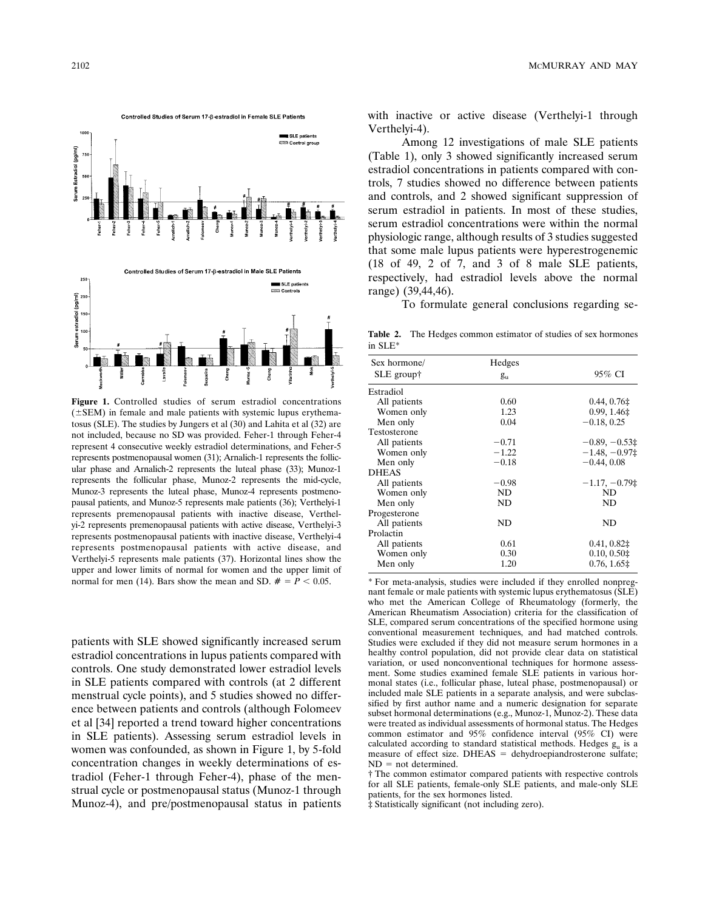Figure 1. Controlled studies of serum estradiol concentrations (±SEM) in female and male patients with systemic lupus erythematosus (SLE). The studies by Jungers et al (30) and Lahita et al (32) are not included, because no SD was provided. Feher-1 through Feher-4 represent 4 consecutive weekly estradiol determinations, and Feher-5 represents postmenopausal women (31); Arnalich-1 represents the follicular phase and Arnalich-2 represents the luteal phase (33); Munoz-1 represents the follicular phase, Munoz-2 represents the mid-cycle, Munoz-3 represents the luteal phase, Munoz-4 represents postmenopausal patients, and Munoz-5 represents male patients (36); Verthelyi-1 represents premenopausal patients with inactive disease, Verthelyi-2 represents premenopausal patients with active disease, Verthelyi-3 represents postmenopausal patients with inactive disease, Verthelyi-4 represents postmenopausal patients with active disease, and Verthelyi-5 represents male patients (37). Horizontal lines show the upper and lower limits of normal for women and the upper limit of normal for men (14). Bars show the mean and SD. # = $P < 0.05$.

patients with SLE showed significantly increased serum estradiol concentrations in lupus patients compared with controls. One study demonstrated lower estradiol levels in SLE patients compared with controls (at 2 different menstrual cycle points), and 5 studies showed no difference between patients and controls (although Folomeev et al [34] reported a trend toward higher concentrations in SLE patients). Assessing serum estradiol levels in women was confounded, as shown in Figure 1, by 5-fold concentration changes in weekly determinations of estradiol (Feher-1 through Feher-4), phase of the menstrual cycle or postmenopausal status (Munoz-1 through Munoz-4), and pre/postmenopausal status in patients with inactive or active disease (Verthelyi-1 through Verthelyi-4).

Among 12 investigations of male SLE patients (Table 1), only 3 showed significantly increased serum estradiol concentrations in patients compared with controls, 7 studies showed no difference between patients and controls, and 2 showed significant suppression of serum estradiol in patients. In most of these studies, serum estradiol concentrations were within the normal physiologic range, although results of 3 studies suggested that some male lupus patients were hyperestrogenemic (18 of 49, 2 of 7, and 3 of 8 male SLE patients, respectively, had estradiol levels above the normal range) (39,44,46).

To formulate general conclusions regarding se-

**Table 2.** The Hedges common estimator of studies of sex hormones in SLE*

| Sex hormone/ SLE group† | Hedges $g_u$ | 95% CI |
|---|---|---|
| Estradiol | | |
| All patients | 0.60 | 0.44, 0.76‡ |
| Women only | 1.23 | 0.99, 1.46‡ |
| Men only | 0.04 | −0.18, 0.25 |
| Testosterone | | |
| All patients | −0.71 | −0.89, −0.53‡ |
| Women only | −1.22 | −1.48, −0.97‡ |
| Men only | −0.18 | −0.44, 0.08 |
| DHEAS | | |
| All patients | −0.98 | −1.17, −0.79‡ |
| Women only | ND | ND |
| Men only | ND | ND |
| Progesterone | | |
| All patients | ND | ND |
| Prolactin | | |
| All patients | 0.61 | 0.41, 0.82‡ |
| Women only | 0.30 | 0.10, 0.50‡ |
| Men only | 1.20 | 0.76, 1.65‡ |

* For meta-analysis, studies were included if they enrolled nonpregnant female or male patients with systemic lupus erythematosus (SLE) who met the American College of Rheumatology (formerly, the American Rheumatism Association) criteria for the classification of SLE, compared serum concentrations of the specified hormone using conventional measurement techniques, and had matched controls. Studies were excluded if they did not measure serum hormones in a healthy control population, did not provide clear data on statistical variation, or used nonconventional techniques for hormone assessment. Some studies examined female SLE patients in various hormonal states (i.e., follicular phase, luteal phase, postmenopausal) or included male SLE patients in a separate analysis, and were subclassified by first author name and a numeric designation for separate subset hormonal determinations (e.g., Munoz-1, Munoz-2). These data were treated as individual assessments of hormonal status. The Hedges common estimator and 95% confidence interval (95% CI) were calculated according to standard statistical methods. Hedges $g_u$ is a measure of effect size. DHEAS = dehydroepiandrosterone sulfate; ND = not determined.

† The common estimator compared patients with respective controls for all SLE patients, female-only SLE patients, and male-only SLE patients, for the sex hormones listed.

‡ Statistically significant (not including zero).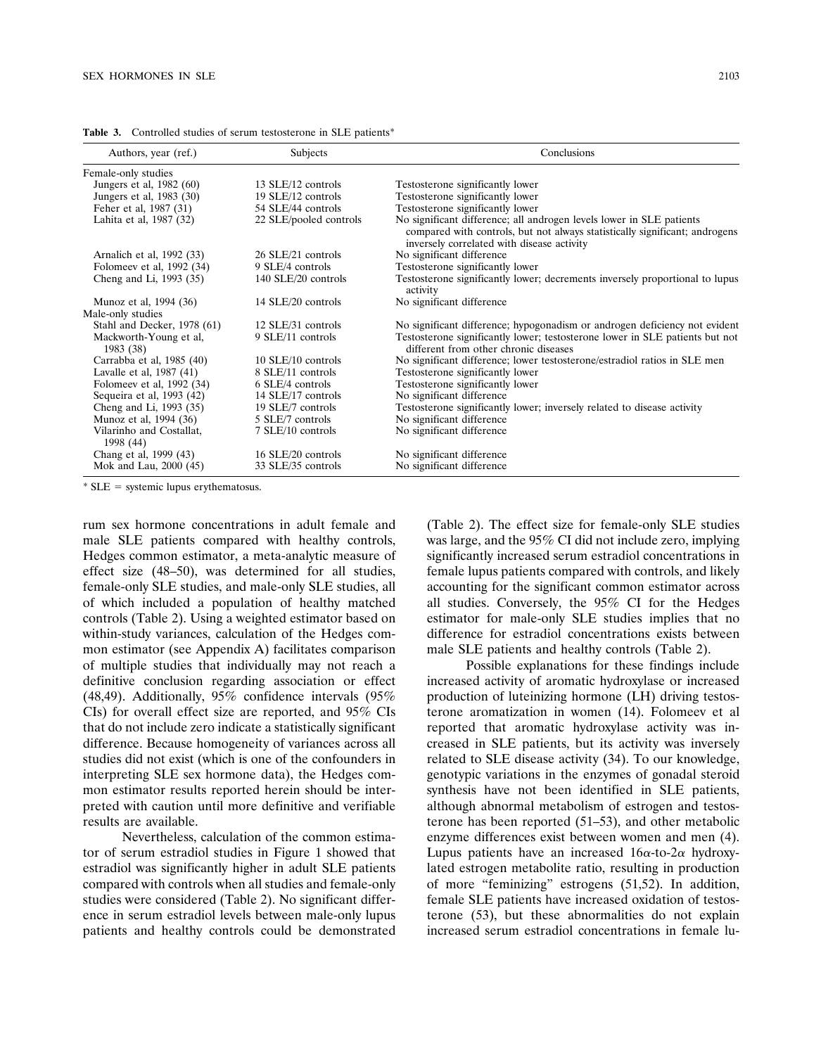**Table 3.** Controlled studies of serum testosterone in SLE patients*

| Authors, year (ref.) | Subjects | Conclusions |
|---|---|---|
| Female-only studies | | |
| Jungers et al, 1982 (60) | 13 SLE/12 controls | Testosterone significantly lower |
| Jungers et al, 1983 (30) | 19 SLE/12 controls | Testosterone significantly lower |
| Feher et al, 1987 (31) | 54 SLE/44 controls | Testosterone significantly lower |
| Lahita et al, 1987 (32) | 22 SLE/pooled controls | No significant difference; all androgen levels lower in SLE patients compared with controls, but not always statistically significant; androgens inversely correlated with disease activity |
| Arnalich et al, 1992 (33) | 26 SLE/21 controls | No significant difference |
| Folomeev et al, 1992 (34) | 9 SLE/4 controls | Testosterone significantly lower |
| Cheng and Li, 1993 (35) | 140 SLE/20 controls | Testosterone significantly lower; decrements inversely proportional to lupus activity |
| Munoz et al, 1994 (36) | 14 SLE/20 controls | No significant difference |
| Male-only studies | | |
| Stahl and Decker, 1978 (61) | 12 SLE/31 controls | No significant difference; hypogonadism or androgen deficiency not evident |
| Mackworth-Young et al, 1983 (38) | 9 SLE/11 controls | Testosterone significantly lower; testosterone lower in SLE patients but not different from other chronic diseases |
| Carrabba et al, 1985 (40) | 10 SLE/10 controls | No significant difference; lower testosterone/estradiol ratios in SLE men |
| Lavalle et al, 1987 (41) | 8 SLE/11 controls | Testosterone significantly lower |
| Folomeev et al, 1992 (34) | 6 SLE/4 controls | Testosterone significantly lower |
| Sequeira et al, 1993 (42) | 14 SLE/17 controls | No significant difference |
| Cheng and Li, 1993 (35) | 19 SLE/7 controls | Testosterone significantly lower; inversely related to disease activity |
| Munoz et al, 1994 (36) | 5 SLE/7 controls | No significant difference |
| Vilarinho and Costallat, 1998 (44) | 7 SLE/10 controls | No significant difference |
| Chang et al, 1999 (43) | 16 SLE/20 controls | No significant difference |
| Mok and Lau, 2000 (45) | 33 SLE/35 controls | No significant difference |

* SLE = systemic lupus erythematosus.

rum sex hormone concentrations in adult female and male SLE patients compared with healthy controls, Hedges common estimator, a meta-analytic measure of effect size (48–50), was determined for all studies, female-only SLE studies, and male-only SLE studies, all of which included a population of healthy matched controls (Table 2). Using a weighted estimator based on within-study variances, calculation of the Hedges common estimator (see Appendix A) facilitates comparison of multiple studies that individually may not reach a definitive conclusion regarding association or effect (48,49). Additionally, 95% confidence intervals (95% CIs) for overall effect size are reported, and 95% CIs that do not include zero indicate a statistically significant difference. Because homogeneity of variances across all studies did not exist (which is one of the confounders in interpreting SLE sex hormone data), the Hedges common estimator results reported herein should be interpreted with caution until more definitive and verifiable results are available.

Nevertheless, calculation of the common estimator of serum estradiol studies in Figure 1 showed that estradiol was significantly higher in adult SLE patients compared with controls when all studies and female-only studies were considered (Table 2). No significant difference in serum estradiol levels between male-only lupus patients and healthy controls could be demonstrated (Table 2). The effect size for female-only SLE studies was large, and the 95% CI did not include zero, implying significantly increased serum estradiol concentrations in female lupus patients compared with controls, and likely accounting for the significant common estimator across all studies. Conversely, the 95% CI for the Hedges estimator for male-only SLE studies implies that no difference for estradiol concentrations exists between male SLE patients and healthy controls (Table 2).

Possible explanations for these findings include increased activity of aromatic hydroxylase or increased production of luteinizing hormone (LH) driving testosterone aromatization in women (14). Folomeev et al reported that aromatic hydroxylase activity was increased in SLE patients, but its activity was inversely related to SLE disease activity (34). To our knowledge, genotypic variations in the enzymes of gonadal steroid synthesis have not been identified in SLE patients, although abnormal metabolism of estrogen and testosterone has been reported (51–53), and other metabolic enzyme differences exist between women and men (4). Lupus patients have an increased $16\alpha$-to-$2\alpha$ hydroxylated estrogen metabolite ratio, resulting in production of more "feminizing" estrogens (51,52). In addition, female SLE patients have increased oxidation of testosterone (53), but these abnormalities do not explain increased serum estradiol concentrations in female lu-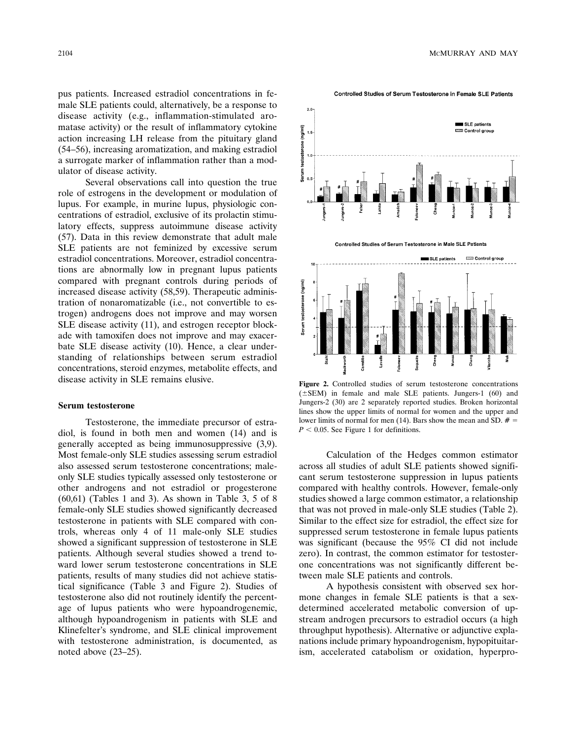pus patients. Increased estradiol concentrations in female SLE patients could, alternatively, be a response to disease activity (e.g., inflammation-stimulated aromatase activity) or the result of inflammatory cytokine action increasing LH release from the pituitary gland (54–56), increasing aromatization, and making estradiol a surrogate marker of inflammation rather than a modulator of disease activity.

Several observations call into question the true role of estrogens in the development or modulation of lupus. For example, in murine lupus, physiologic concentrations of estradiol, exclusive of its prolactin stimulatory effects, suppress autoimmune disease activity (57). Data in this review demonstrate that adult male SLE patients are not feminized by excessive serum estradiol concentrations. Moreover, estradiol concentrations are abnormally low in pregnant lupus patients compared with pregnant controls during periods of increased disease activity (58,59). Therapeutic administration of nonaromatizable (i.e., not convertible to estrogen) androgens does not improve and may worsen SLE disease activity (11), and estrogen receptor blockade with tamoxifen does not improve and may exacerbate SLE disease activity (10). Hence, a clear understanding of relationships between serum estradiol concentrations, steroid enzymes, metabolite effects, and disease activity in SLE remains elusive.

### Serum testosterone

Testosterone, the immediate precursor of estradiol, is found in both men and women (14) and is generally accepted as being immunosuppressive (3,9). Most female-only SLE studies assessing serum estradiol also assessed serum testosterone concentrations; male-only SLE studies typically assessed only testosterone or other androgens and not estradiol or progesterone (60,61) (Tables 1 and 3). As shown in Table 3, 5 of 8 female-only SLE studies showed significantly decreased testosterone in patients with SLE compared with controls, whereas only 4 of 11 male-only SLE studies showed a significant suppression of testosterone in SLE patients. Although several studies showed a trend toward lower serum testosterone concentrations in SLE patients, results of many studies did not achieve statistical significance (Table 3 and Figure 2). Studies of testosterone also did not routinely identify the percentage of lupus patients who were hypoandrogenemic, although hypoandrogenism in patients with SLE and Klinefelter's syndrome, and SLE clinical improvement with testosterone administration, is documented, as noted above (23–25).

**Figure 2.** Controlled studies of serum testosterone concentrations (±SEM) in female and male SLE patients. Jungers-1 (60) and Jungers-2 (30) are 2 separately reported studies. Broken horizontal lines show the upper limits of normal for women and the upper and lower limits of normal for men (14). Bars show the mean and SD. # = $P < 0.05$. See Figure 1 for definitions.

Calculation of the Hedges common estimator across all studies of adult SLE patients showed significant serum testosterone suppression in lupus patients compared with healthy controls. However, female-only studies showed a large common estimator, a relationship that was not proved in male-only SLE studies (Table 2). Similar to the effect size for estradiol, the effect size for suppressed serum testosterone in female lupus patients was significant (because the 95% CI did not include zero). In contrast, the common estimator for testosterone concentrations was not significantly different between male SLE patients and controls.

A hypothesis consistent with observed sex hormone changes in female SLE patients is that a sex-determined accelerated metabolic conversion of upstream androgen precursors to estradiol occurs (a high throughput hypothesis). Alternative or adjunctive explanations include primary hypoandrogenism, hypopituitarism, accelerated catabolism or oxidation, hyperpro-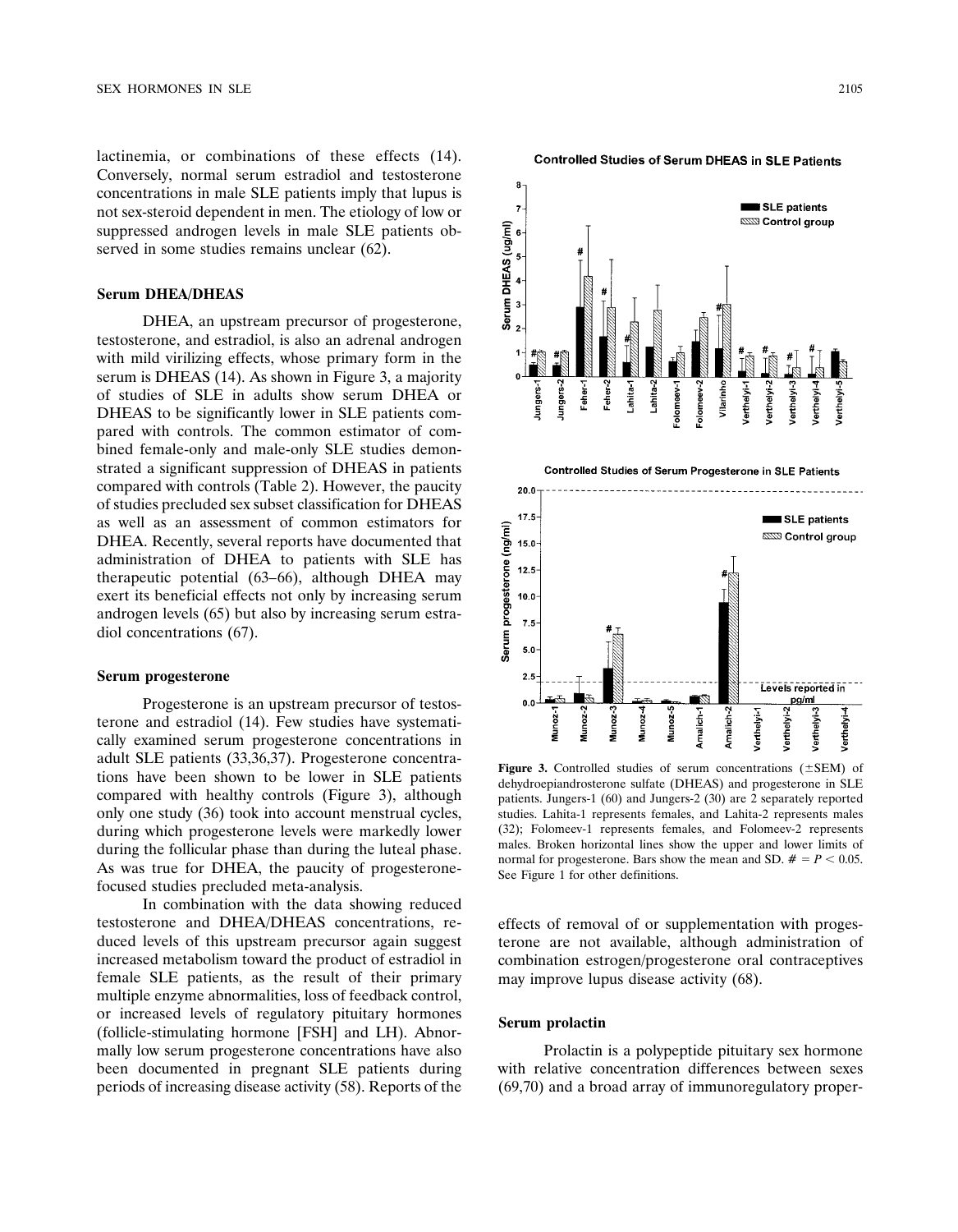lactinemia, or combinations of these effects (14). Conversely, normal serum estradiol and testosterone concentrations in male SLE patients imply that lupus is not sex-steroid dependent in men. The etiology of low or suppressed androgen levels in male SLE patients observed in some studies remains unclear (62).

### Serum DHEA/DHEAS

DHEA, an upstream precursor of progesterone, testosterone, and estradiol, is also an adrenal androgen with mild virilizing effects, whose primary form in the serum is DHEAS (14). As shown in Figure 3, a majority of studies of SLE in adults show serum DHEA or DHEAS to be significantly lower in SLE patients compared with controls. The common estimator of combined female-only and male-only SLE studies demonstrated a significant suppression of DHEAS in patients compared with controls (Table 2). However, the paucity of studies precluded sex subset classification for DHEAS as well as an assessment of common estimators for DHEA. Recently, several reports have documented that administration of DHEA to patients with SLE has therapeutic potential (63–66), although DHEA may exert its beneficial effects not only by increasing serum androgen levels (65) but also by increasing serum estradiol concentrations (67).

### Serum progesterone

Progesterone is an upstream precursor of testosterone and estradiol (14). Few studies have systematically examined serum progesterone concentrations in adult SLE patients (33,36,37). Progesterone concentrations have been shown to be lower in SLE patients compared with healthy controls (Figure 3), although only one study (36) took into account menstrual cycles, during which progesterone levels were markedly lower during the follicular phase than during the luteal phase. As was true for DHEA, the paucity of progesterone-focused studies precluded meta-analysis.

In combination with the data showing reduced testosterone and DHEA/DHEAS concentrations, reduced levels of this upstream precursor again suggest increased metabolism toward the product of estradiol in female SLE patients, as the result of their primary multiple enzyme abnormalities, loss of feedback control, or increased levels of regulatory pituitary hormones (follicle-stimulating hormone [FSH] and LH). Abnormally low serum progesterone concentrations have also been documented in pregnant SLE patients during periods of increasing disease activity (58). Reports of the effects of removal of or supplementation with progesterone are not available, although administration of combination estrogen/progesterone oral contraceptives may improve lupus disease activity (68).

**Figure 3.** Controlled studies of serum concentrations (±SEM) of dehydroepiandrosterone sulfate (DHEAS) and progesterone in SLE patients. Jungers-1 (60) and Jungers-2 (30) are 2 separately reported studies. Lahita-1 represents females, and Lahita-2 represents males (32); Folomeev-1 represents females, and Folomeev-2 represents males. Broken horizontal lines show the upper and lower limits of normal for progesterone. Bars show the mean and SD. # = $P < 0.05$. See Figure 1 for other definitions.

### Serum prolactin

Prolactin is a polypeptide pituitary sex hormone with relative concentration differences between sexes (69,70) and a broad array of immunoregulatory proper-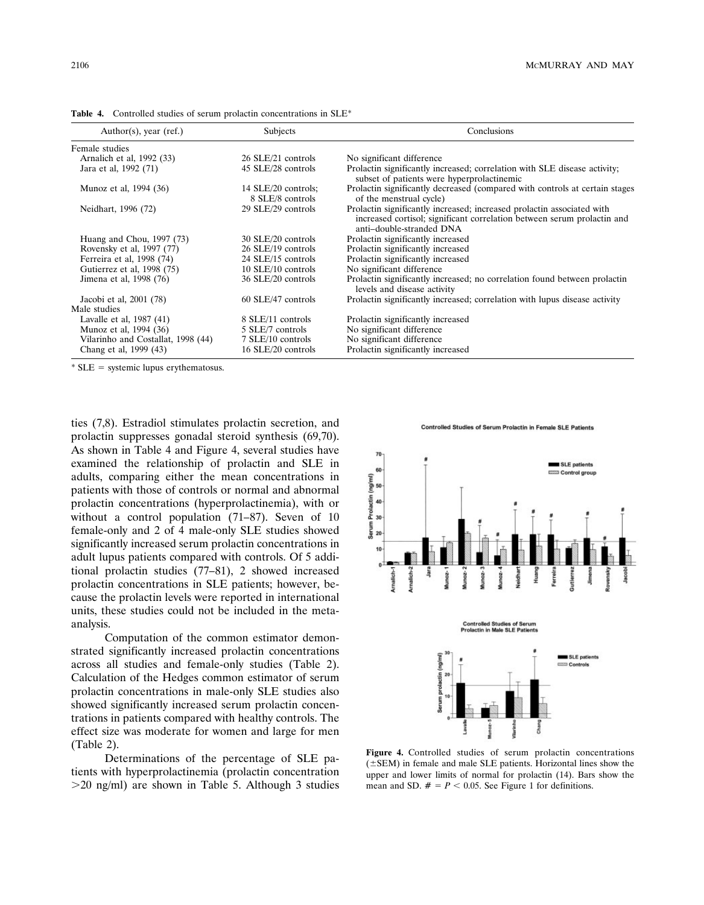**Table 4.** Controlled studies of serum prolactin concentrations in SLE*

| Author(s), year (ref.) | Subjects | Conclusions |
|---|---|---|
| Female studies | | |
| Arnalich et al, 1992 (33) | 26 SLE/21 controls | No significant difference |
| Jara et al, 1992 (71) | 45 SLE/28 controls | Prolactin significantly increased; correlation with SLE disease activity; subset of patients were hyperprolactinemic |
| Munoz et al, 1994 (36) | 14 SLE/20 controls; 8 SLE/8 controls | Prolactin significantly decreased (compared with controls at certain stages of the menstrual cycle) |
| Neidhart, 1996 (72) | 29 SLE/29 controls | Prolactin significantly increased; increased prolactin associated with increased cortisol; significant correlation between serum prolactin and anti–double-stranded DNA |
| Huang and Chou, 1997 (73) | 30 SLE/20 controls | Prolactin significantly increased |
| Rovensky et al, 1997 (77) | 26 SLE/19 controls | Prolactin significantly increased |
| Ferreira et al, 1998 (74) | 24 SLE/15 controls | Prolactin significantly increased |
| Gutierrez et al, 1998 (75) | 10 SLE/10 controls | No significant difference |
| Jimena et al, 1998 (76) | 36 SLE/20 controls | Prolactin significantly increased; no correlation found between prolactin levels and disease activity |
| Jacobi et al, 2001 (78) | 60 SLE/47 controls | Prolactin significantly increased; correlation with lupus disease activity |
| Male studies | | |
| Lavalle et al, 1987 (41) | 8 SLE/11 controls | Prolactin significantly increased |
| Munoz et al, 1994 (36) | 5 SLE/7 controls | No significant difference |
| Vilarinho and Costallat, 1998 (44) | 7 SLE/10 controls | No significant difference |
| Chang et al, 1999 (43) | 16 SLE/20 controls | Prolactin significantly increased |

\* SLE = systemic lupus erythematosus.

ties (7,8). Estradiol stimulates prolactin secretion, and prolactin suppresses gonadal steroid synthesis (69,70). As shown in Table 4 and Figure 4, several studies have examined the relationship of prolactin and SLE in adults, comparing either the mean concentrations in patients with those of controls or normal and abnormal prolactin concentrations (hyperprolactinemia), with or without a control population (71–87). Seven of 10 female-only and 2 of 4 male-only SLE studies showed significantly increased serum prolactin concentrations in adult lupus patients compared with controls. Of 5 additional prolactin studies (77–81), 2 showed increased prolactin concentrations in SLE patients; however, because the prolactin levels were reported in international units, these studies could not be included in the meta-analysis.

Computation of the common estimator demonstrated significantly increased prolactin concentrations across all studies and female-only studies (Table 2). Calculation of the Hedges common estimator of serum prolactin concentrations in male-only SLE studies also showed significantly increased serum prolactin concentrations in patients compared with healthy controls. The effect size was moderate for women and large for men (Table 2).

Determinations of the percentage of SLE patients with hyperprolactinemia (prolactin concentration >20 ng/ml) are shown in Table 5. Although 3 studies

**Figure 4.** Controlled studies of serum prolactin concentrations (±SEM) in female and male SLE patients. Horizontal lines show the upper and lower limits of normal for prolactin (14). Bars show the mean and SD. # = $P < 0.05$. See Figure 1 for definitions.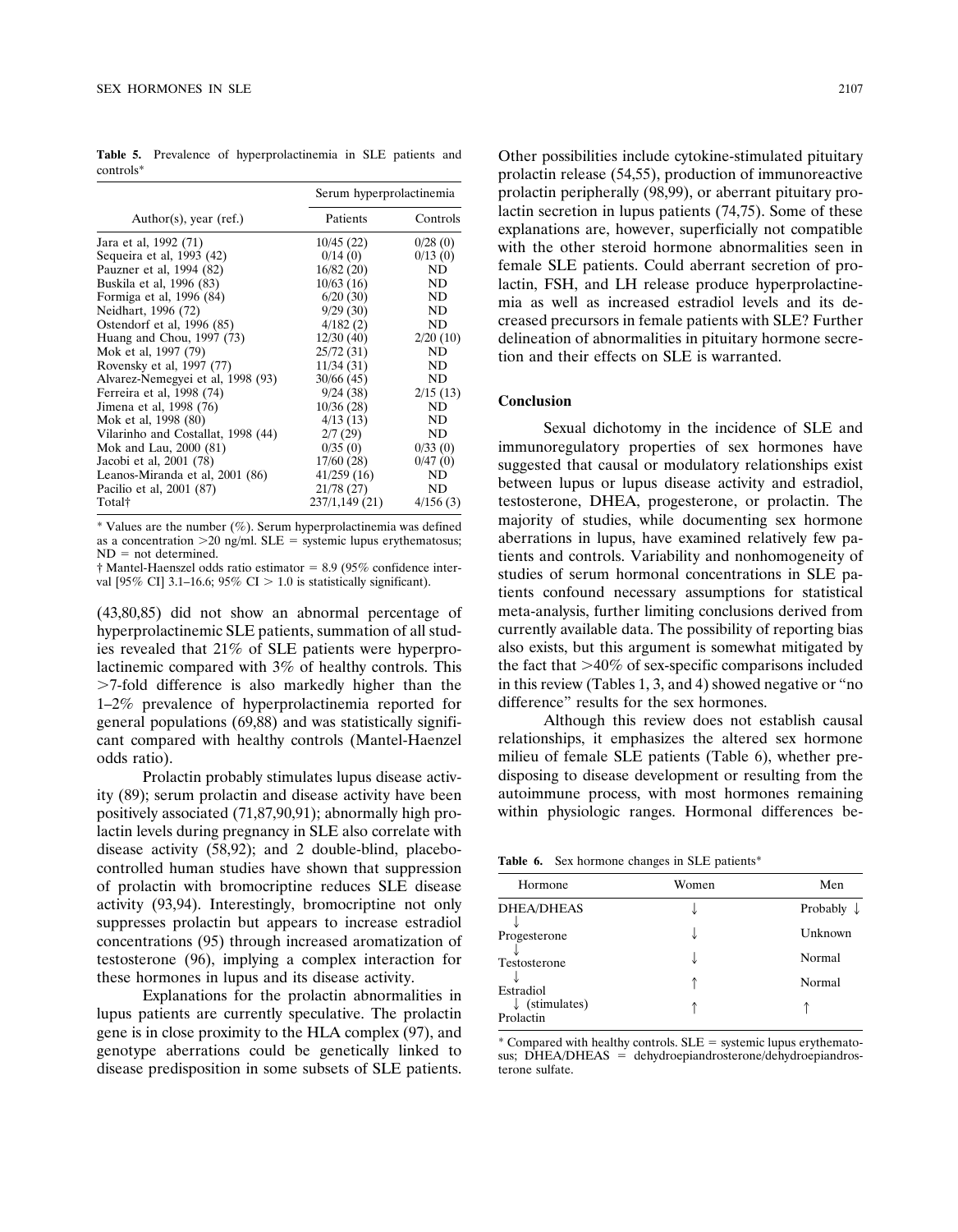**Table 5.** Prevalence of hyperprolactinemia in SLE patients and controls*

| Author(s), year (ref.) | Serum hyperprolactinemia | |
|---|---|---|
| | Patients | Controls |
| Jara et al, 1992 (71) | 10/45 (22) | 0/28 (0) |
| Sequeira et al, 1993 (42) | 0/14 (0) | 0/13 (0) |
| Pauzner et al, 1994 (82) | 16/82 (20) | ND |
| Buskila et al, 1996 (83) | 10/63 (16) | ND |
| Formiga et al, 1996 (84) | 6/20 (30) | ND |
| Neidhart, 1996 (72) | 9/29 (30) | ND |
| Ostendorf et al, 1996 (85) | 4/182 (2) | ND |
| Huang and Chou, 1997 (73) | 12/30 (40) | 2/20 (10) |
| Mok et al, 1997 (79) | 25/72 (31) | ND |
| Rovensky et al, 1997 (77) | 11/34 (31) | ND |
| Alvarez-Nemegyei et al, 1998 (93) | 30/66 (45) | ND |
| Ferreira et al, 1998 (74) | 9/24 (38) | 2/15 (13) |
| Jimena et al, 1998 (76) | 10/36 (28) | ND |
| Mok et al, 1998 (80) | 4/13 (13) | ND |
| Vilarinho and Costallat, 1998 (44) | 2/7 (29) | ND |
| Mok and Lau, 2000 (81) | 0/35 (0) | 0/33 (0) |
| Jacobi et al, 2001 (78) | 17/60 (28) | 0/47 (0) |
| Leanos-Miranda et al, 2001 (86) | 41/259 (16) | ND |
| Pacilio et al, 2001 (87) | 21/78 (27) | ND |
| Total† | 237/1,149 (21) | 4/156 (3) |

* Values are the number (%). Serum hyperprolactinemia was defined as a concentration >20 ng/ml. SLE = systemic lupus erythematosus; ND = not determined.

† Mantel-Haenszel odds ratio estimator = 8.9 (95% confidence interval [95% CI] 3.1–16.6; 95% CI > 1.0 is statistically significant).

(43,80,85) did not show an abnormal percentage of hyperprolactinemic SLE patients, summation of all studies revealed that 21% of SLE patients were hyperprolactinemic compared with 3% of healthy controls. This >7-fold difference is also markedly higher than the 1–2% prevalence of hyperprolactinemia reported for general populations (69,88) and was statistically significant compared with healthy controls (Mantel-Haenzel odds ratio).

Prolactin probably stimulates lupus disease activity (89); serum prolactin and disease activity have been positively associated (71,87,90,91); abnormally high prolactin levels during pregnancy in SLE also correlate with disease activity (58,92); and 2 double-blind, placebo-controlled human studies have shown that suppression of prolactin with bromocriptine reduces SLE disease activity (93,94). Interestingly, bromocriptine not only suppresses prolactin but appears to increase estradiol concentrations (95) through increased aromatization of testosterone (96), implying a complex interaction for these hormones in lupus and its disease activity.

Explanations for the prolactin abnormalities in lupus patients are currently speculative. The prolactin gene is in close proximity to the HLA complex (97), and genotype aberrations could be genetically linked to disease predisposition in some subsets of SLE patients. Other possibilities include cytokine-stimulated pituitary prolactin release (54,55), production of immunoreactive prolactin peripherally (98,99), or aberrant pituitary prolactin secretion in lupus patients (74,75). Some of these explanations are, however, superficially not compatible with the other steroid hormone abnormalities seen in female SLE patients. Could aberrant secretion of prolactin, FSH, and LH release produce hyperprolactinemia as well as increased estradiol levels and its decreased precursors in female patients with SLE? Further delineation of abnormalities in pituitary hormone secretion and their effects on SLE is warranted.

## Conclusion

Sexual dichotomy in the incidence of SLE and immunoregulatory properties of sex hormones have suggested that causal or modulatory relationships exist between lupus or lupus disease activity and estradiol, testosterone, DHEA, progesterone, or prolactin. The majority of studies, while documenting sex hormone aberrations in lupus, have examined relatively few patients and controls. Variability and nonhomogeneity of studies of serum hormonal concentrations in SLE patients confound necessary assumptions for statistical meta-analysis, further limiting conclusions derived from currently available data. The possibility of reporting bias also exists, but this argument is somewhat mitigated by the fact that >40% of sex-specific comparisons included in this review (Tables 1, 3, and 4) showed negative or "no difference" results for the sex hormones.

Although this review does not establish causal relationships, it emphasizes the altered sex hormone milieu of female SLE patients (Table 6), whether predisposing to disease development or resulting from the autoimmune process, with most hormones remaining within physiologic ranges. Hormonal differences be-

**Table 6.** Sex hormone changes in SLE patients*

| Hormone | Women | Men |
|---|---|---|
| DHEA/DHEAS | ↓ | Probably ↓ |
| ↓ | | |
| Progesterone | ↓ | Unknown |
| ↓ | | |
| Testosterone | ↓ | Normal |
| ↓ | | |
| Estradiol | ↑ | Normal |
| ↓ (stimulates) | | |
| Prolactin | ↑ | ↑ |

* Compared with healthy controls. SLE = systemic lupus erythematosus; DHEA/DHEAS = dehydroepiandrosterone/dehydroepiandrosterone sulfate.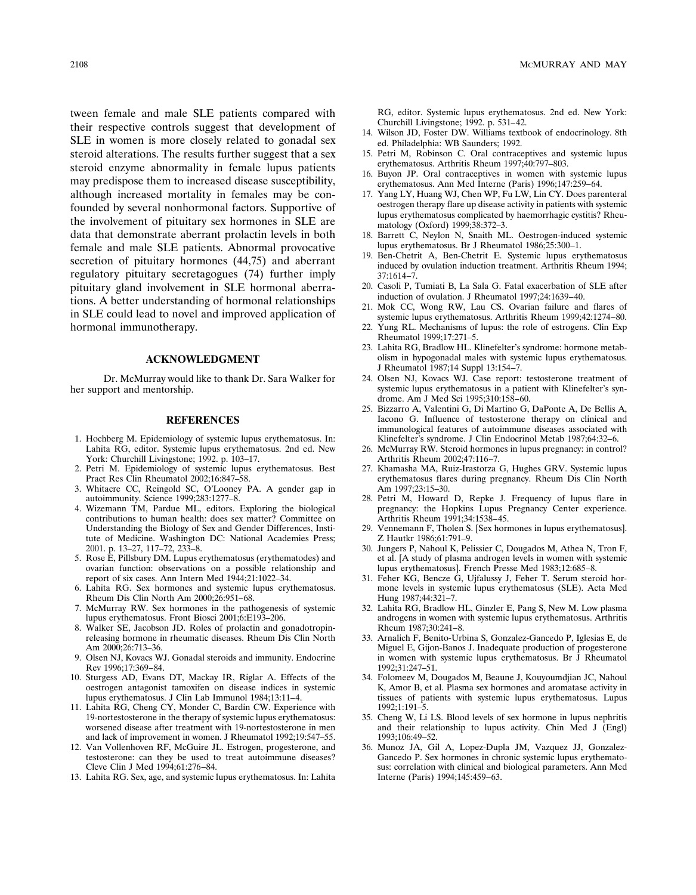tween female and male SLE patients compared with their respective controls suggest that development of SLE in women is more closely related to gonadal sex steroid alterations. The results further suggest that a sex steroid enzyme abnormality in female lupus patients may predispose them to increased disease susceptibility, although increased mortality in females may be confounded by several nonhormonal factors. Supportive of the involvement of pituitary sex hormones in SLE are data that demonstrate aberrant prolactin levels in both female and male SLE patients. Abnormal provocative secretion of pituitary hormones (44,75) and aberrant regulatory pituitary secretagogues (74) further imply pituitary gland involvement in SLE hormonal aberrations. A better understanding of hormonal relationships in SLE could lead to novel and improved application of hormonal immunotherapy.

## ACKNOWLEDGMENT

Dr. McMurray would like to thank Dr. Sara Walker for her support and mentorship.

## REFERENCES

1. Hochberg M. Epidemiology of systemic lupus erythematosus. In: Lahita RG, editor. Systemic lupus erythematosus. 2nd ed. New York: Churchill Livingstone; 1992. p. 103–17.
2. Petri M. Epidemiology of systemic lupus erythematosus. Best Pract Res Clin Rheumatol 2002;16:847–58.
3. Whitacre CC, Reingold SC, O'Looney PA. A gender gap in autoimmunity. Science 1999;283:1277–8.
4. Wizemann TM, Pardue ML, editors. Exploring the biological contributions to human health: does sex matter? Committee on Understanding the Biology of Sex and Gender Differences, Institute of Medicine. Washington DC: National Academies Press; 2001. p. 13–27, 117–72, 233–8.
5. Rose E, Pillsbury DM. Lupus erythematosus (erythematodes) and ovarian function: observations on a possible relationship and report of six cases. Ann Intern Med 1944;21:1022–34.
6. Lahita RG. Sex hormones and systemic lupus erythematosus. Rheum Dis Clin North Am 2000;26:951–68.
7. McMurray RW. Sex hormones in the pathogenesis of systemic lupus erythematosus. Front Biosci 2001;6:E193–206.
8. Walker SE, Jacobson JD. Roles of prolactin and gonadotropin-releasing hormone in rheumatic diseases. Rheum Dis Clin North Am 2000;26:713–36.
9. Olsen NJ, Kovacs WJ. Gonadal steroids and immunity. Endocrine Rev 1996;17:369–84.
10. Sturgess AD, Evans DT, Mackay IR, Riglar A. Effects of the oestrogen antagonist tamoxifen on disease indices in systemic lupus erythematosus. J Clin Lab Immunol 1984;13:11–4.
11. Lahita RG, Cheng CY, Monder C, Bardin CW. Experience with 19-nortestosterone in the therapy of systemic lupus erythematosus: worsened disease after treatment with 19-nortestosterone in men and lack of improvement in women. J Rheumatol 1992;19:547–55.
12. Van Vollenhoven RF, McGuire JL. Estrogen, progesterone, and testosterone: can they be used to treat autoimmune diseases? Cleve Clin J Med 1994;61:276–84.
13. Lahita RG. Sex, age, and systemic lupus erythematosus. In: Lahita RG, editor. Systemic lupus erythematosus. 2nd ed. New York: Churchill Livingstone; 1992. p. 531–42.
14. Wilson JD, Foster DW. Williams textbook of endocrinology. 8th ed. Philadelphia: WB Saunders; 1992.
15. Petri M, Robinson C. Oral contraceptives and systemic lupus erythematosus. Arthritis Rheum 1997;40:797–803.
16. Buyon JP. Oral contraceptives in women with systemic lupus erythematosus. Ann Med Interne (Paris) 1996;147:259–64.
17. Yang LY, Huang WJ, Chen WP, Fu LW, Lin CY. Does parenteral oestrogen therapy flare up disease activity in patients with systemic lupus erythematosus complicated by haemorrhagic cystitis? Rheumatology (Oxford) 1999;38:372–3.
18. Barrett C, Neylon N, Snaith ML. Oestrogen-induced systemic lupus erythematosus. Br J Rheumatol 1986;25:300–1.
19. Ben-Chetrit A, Ben-Chetrit E. Systemic lupus erythematosus induced by ovulation induction treatment. Arthritis Rheum 1994; 37:1614–7.
20. Casoli P, Tumiati B, La Sala G. Fatal exacerbation of SLE after induction of ovulation. J Rheumatol 1997;24:1639–40.
21. Mok CC, Wong RW, Lau CS. Ovarian failure and flares of systemic lupus erythematosus. Arthritis Rheum 1999;42:1274–80.
22. Yung RL. Mechanisms of lupus: the role of estrogens. Clin Exp Rheumatol 1999;17:271–5.
23. Lahita RG, Bradlow HL. Klinefelter's syndrome: hormone metabolism in hypogonadal males with systemic lupus erythematosus. J Rheumatol 1987;14 Suppl 13:154–7.
24. Olsen NJ, Kovacs WJ. Case report: testosterone treatment of systemic lupus erythematosus in a patient with Klinefelter's syndrome. Am J Med Sci 1995;310:158–60.
25. Bizzarro A, Valentini G, Di Martino G, DaPonte A, De Bellis A, Iacono G. Influence of testosterone therapy on clinical and immunological features of autoimmune diseases associated with Klinefelter's syndrome. J Clin Endocrinol Metab 1987;64:32–6.
26. McMurray RW. Steroid hormones in lupus pregnancy: in control? Arthritis Rheum 2002;47:116–7.
27. Khamasha MA, Ruiz-Irastorza G, Hughes GRV. Systemic lupus erythematosus flares during pregnancy. Rheum Dis Clin North Am 1997;23:15–30.
28. Petri M, Howard D, Repke J. Frequency of lupus flare in pregnancy: the Hopkins Lupus Pregnancy Center experience. Arthritis Rheum 1991;34:1538–45.
29. Vennemann F, Tholen S. [Sex hormones in lupus erythematosus]. Z Hautkr 1986;61:791–9.
30. Jungers P, Nahoul K, Pelissier C, Dougados M, Athea N, Tron F, et al. [A study of plasma androgen levels in women with systemic lupus erythematosus]. French Presse Med 1983;12:685–8.
31. Feher KG, Bencze G, Ujfalussy J, Feher T. Serum steroid hormone levels in systemic lupus erythematosus (SLE). Acta Med Hung 1987;44:321–7.
32. Lahita RG, Bradlow HL, Ginzler E, Pang S, New M. Low plasma androgens in women with systemic lupus erythematosus. Arthritis Rheum 1987;30:241–8.
33. Arnalich F, Benito-Urbina S, Gonzalez-Gancedo P, Iglesias E, de Miguel E, Gijon-Banos J. Inadequate production of progesterone in women with systemic lupus erythematosus. Br J Rheumatol 1992;31:247–51.
34. Folomeev M, Dougados M, Beaune J, Kouyoumdjian JC, Nahoul K, Amor B, et al. Plasma sex hormones and aromatase activity in tissues of patients with systemic lupus erythematosus. Lupus 1992;1:191–5.
35. Cheng W, Li LS. Blood levels of sex hormone in lupus nephritis and their relationship to lupus activity. Chin Med J (Engl) 1993;106:49–52.
36. Munoz JA, Gil A, Lopez-Dupla JM, Vazquez JJ, Gonzalez-Gancedo P. Sex hormones in chronic systemic lupus erythematosus: correlation with clinical and biological parameters. Ann Med Interne (Paris) 1994;145:459–63.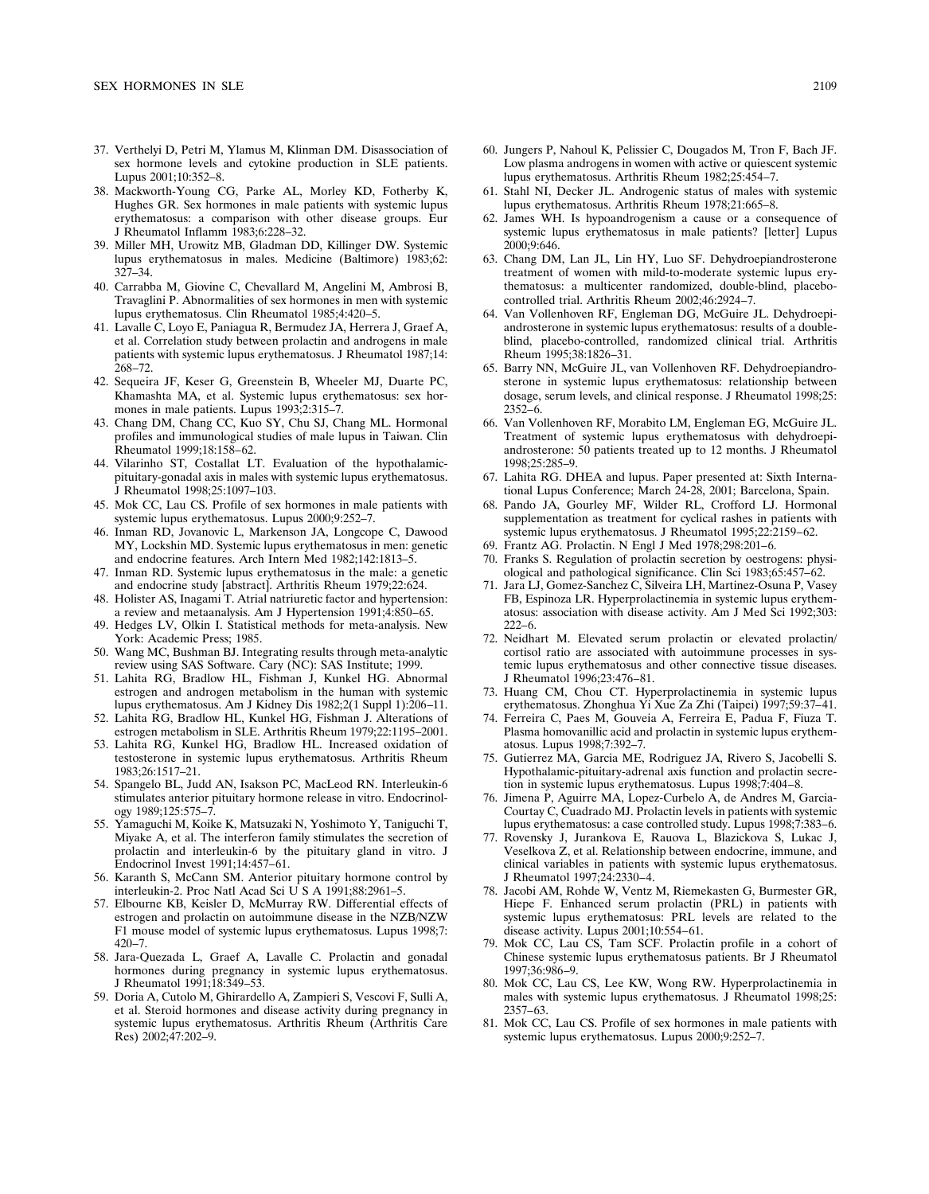37. Verthelyi D, Petri M, Ylamus M, Klinman DM. Disassociation of sex hormone levels and cytokine production in SLE patients. Lupus 2001;10:352–8.
38. Mackworth-Young CG, Parke AL, Morley KD, Fotherby K, Hughes GR. Sex hormones in male patients with systemic lupus erythematosus: a comparison with other disease groups. Eur J Rheumatol Inflamm 1983;6:228–32.
39. Miller MH, Urowitz MB, Gladman DD, Killinger DW. Systemic lupus erythematosus in males. Medicine (Baltimore) 1983;62: 327–34.
40. Carrabba M, Giovine C, Chevallard M, Angelini M, Ambrosi B, Travaglini P. Abnormalities of sex hormones in men with systemic lupus erythematosus. Clin Rheumatol 1985;4:420–5.
41. Lavalle C, Loyo E, Paniagua R, Bermudez JA, Herrera J, Graef A, et al. Correlation study between prolactin and androgens in male patients with systemic lupus erythematosus. J Rheumatol 1987;14: 268–72.
42. Sequeira JF, Keser G, Greenstein B, Wheeler MJ, Duarte PC, Khamashta MA, et al. Systemic lupus erythematosus: sex hormones in male patients. Lupus 1993;2:315–7.
43. Chang DM, Chang CC, Kuo SY, Chu SJ, Chang ML. Hormonal profiles and immunological studies of male lupus in Taiwan. Clin Rheumatol 1999;18:158–62.
44. Vilarinho ST, Costallat LT. Evaluation of the hypothalamic-pituitary-gonadal axis in males with systemic lupus erythematosus. J Rheumatol 1998;25:1097–103.
45. Mok CC, Lau CS. Profile of sex hormones in male patients with systemic lupus erythematosus. Lupus 2000;9:252–7.
46. Inman RD, Jovanovic L, Markenson JA, Longcope C, Dawood MY, Lockshin MD. Systemic lupus erythematosus in men: genetic and endocrine features. Arch Intern Med 1982;142:1813–5.
47. Inman RD. Systemic lupus erythematosus in the male: a genetic and endocrine study [abstract]. Arthritis Rheum 1979;22:624.
48. Holister AS, Inagami T. Atrial natriuretic factor and hypertension: a review and metaanalysis. Am J Hypertension 1991;4:850–65.
49. Hedges LV, Olkin I. Statistical methods for meta-analysis. New York: Academic Press; 1985.
50. Wang MC, Bushman BJ. Integrating results through meta-analytic review using SAS Software. Cary (NC): SAS Institute; 1999.
51. Lahita RG, Bradlow HL, Fishman J, Kunkel HG. Abnormal estrogen and androgen metabolism in the human with systemic lupus erythematosus. Am J Kidney Dis 1982;2(1 Suppl 1):206–11.
52. Lahita RG, Bradlow HL, Kunkel HG, Fishman J. Alterations of estrogen metabolism in SLE. Arthritis Rheum 1979;22:1195–2001.
53. Lahita RG, Kunkel HG, Bradlow HL. Increased oxidation of testosterone in systemic lupus erythematosus. Arthritis Rheum 1983;26:1517–21.
54. Spangelo BL, Judd AN, Isakson PC, MacLeod RN. Interleukin-6 stimulates anterior pituitary hormone release in vitro. Endocrinology 1989;125:575–7.
55. Yamaguchi M, Koike K, Matsuzaki N, Yoshimoto Y, Taniguchi T, Miyake A, et al. The interferon family stimulates the secretion of prolactin and interleukin-6 by the pituitary gland in vitro. J Endocrinol Invest 1991;14:457–61.
56. Karanth S, McCann SM. Anterior pituitary hormone control by interleukin-2. Proc Natl Acad Sci U S A 1991;88:2961–5.
57. Elbourne KB, Keisler D, McMurray RW. Differential effects of estrogen and prolactin on autoimmune disease in the NZB/NZW F1 mouse model of systemic lupus erythematosus. Lupus 1998;7: 420–7.
58. Jara-Quezada L, Graef A, Lavalle C. Prolactin and gonadal hormones during pregnancy in systemic lupus erythematosus. J Rheumatol 1991;18:349–53.
59. Doria A, Cutolo M, Ghirardello A, Zampieri S, Vescovi F, Sulli A, et al. Steroid hormones and disease activity during pregnancy in systemic lupus erythematosus. Arthritis Rheum (Arthritis Care Res) 2002;47:202–9.
60. Jungers P, Nahoul K, Pelissier C, Dougados M, Tron F, Bach JF. Low plasma androgens in women with active or quiescent systemic lupus erythematosus. Arthritis Rheum 1982;25:454–7.
61. Stahl NI, Decker JL. Androgenic status of males with systemic lupus erythematosus. Arthritis Rheum 1978;21:665–8.
62. James WH. Is hypoandrogenism a cause or a consequence of systemic lupus erythematosus in male patients? [letter] Lupus 2000;9:646.
63. Chang DM, Lan JL, Lin HY, Luo SF. Dehydroepiandrosterone treatment of women with mild-to-moderate systemic lupus erythematosus: a multicenter randomized, double-blind, placebo-controlled trial. Arthritis Rheum 2002;46:2924–7.
64. Van Vollenhoven RF, Engleman DG, McGuire JL. Dehydroepiandrosterone in systemic lupus erythematosus: results of a double-blind, placebo-controlled, randomized clinical trial. Arthritis Rheum 1995;38:1826–31.
65. Barry NN, McGuire JL, van Vollenhoven RF. Dehydroepiandrosterone in systemic lupus erythematosus: relationship between dosage, serum levels, and clinical response. J Rheumatol 1998;25: 2352–6.
66. Van Vollenhoven RF, Morabito LM, Engleman EG, McGuire JL. Treatment of systemic lupus erythematosus with dehydroepiandrosterone: 50 patients treated up to 12 months. J Rheumatol 1998;25:285–9.
67. Lahita RG. DHEA and lupus. Paper presented at: Sixth International Lupus Conference; March 24-28, 2001; Barcelona, Spain.
68. Pando JA, Gourley MF, Wilder RL, Crofford LJ. Hormonal supplementation as treatment for cyclical rashes in patients with systemic lupus erythematosus. J Rheumatol 1995;22:2159–62.
69. Frantz AG. Prolactin. N Engl J Med 1978;298:201–6.
70. Franks S. Regulation of prolactin secretion by oestrogens: physiological and pathological significance. Clin Sci 1983;65:457–62.
71. Jara LJ, Gomez-Sanchez C, Silveira LH, Martinez-Osuna P, Vasey FB, Espinoza LR. Hyperprolactinemia in systemic lupus erythematosus: association with disease activity. Am J Med Sci 1992;303: 222–6.
72. Neidhart M. Elevated serum prolactin or elevated prolactin/cortisol ratio are associated with autoimmune processes in systemic lupus erythematosus and other connective tissue diseases. J Rheumatol 1996;23:476–81.
73. Huang CM, Chou CT. Hyperprolactinemia in systemic lupus erythematosus. Zhonghua Yi Xue Za Zhi (Taipei) 1997;59:37–41.
74. Ferreira C, Paes M, Gouveia A, Ferreira E, Padua F, Fiuza T. Plasma homovanillic acid and prolactin in systemic lupus erythematosus. Lupus 1998;7:392–7.
75. Gutierrez MA, Garcia ME, Rodriguez JA, Rivero S, Jacobelli S. Hypothalamic-pituitary-adrenal axis function and prolactin secretion in systemic lupus erythematosus. Lupus 1998;7:404–8.
76. Jimena P, Aguirre MA, Lopez-Curbelo A, de Andres M, Garcia-Courtay C, Cuadrado MJ. Prolactin levels in patients with systemic lupus erythematosus: a case controlled study. Lupus 1998;7:383–6.
77. Rovensky J, Jurankova E, Rauova L, Blazickova S, Lukac J, Veselkova Z, et al. Relationship between endocrine, immune, and clinical variables in patients with systemic lupus erythematosus. J Rheumatol 1997;24:2330–4.
78. Jacobi AM, Rohde W, Ventz M, Riemekasten G, Burmester GR, Hiepe F. Enhanced serum prolactin (PRL) in patients with systemic lupus erythematosus: PRL levels are related to the disease activity. Lupus 2001;10:554–61.
79. Mok CC, Lau CS, Tam SCF. Prolactin profile in a cohort of Chinese systemic lupus erythematosus patients. Br J Rheumatol 1997;36:986–9.
80. Mok CC, Lau CS, Lee KW, Wong RW. Hyperprolactinemia in males with systemic lupus erythematosus. J Rheumatol 1998;25: 2357–63.
81. Mok CC, Lau CS. Profile of sex hormones in male patients with systemic lupus erythematosus. Lupus 2000;9:252–7.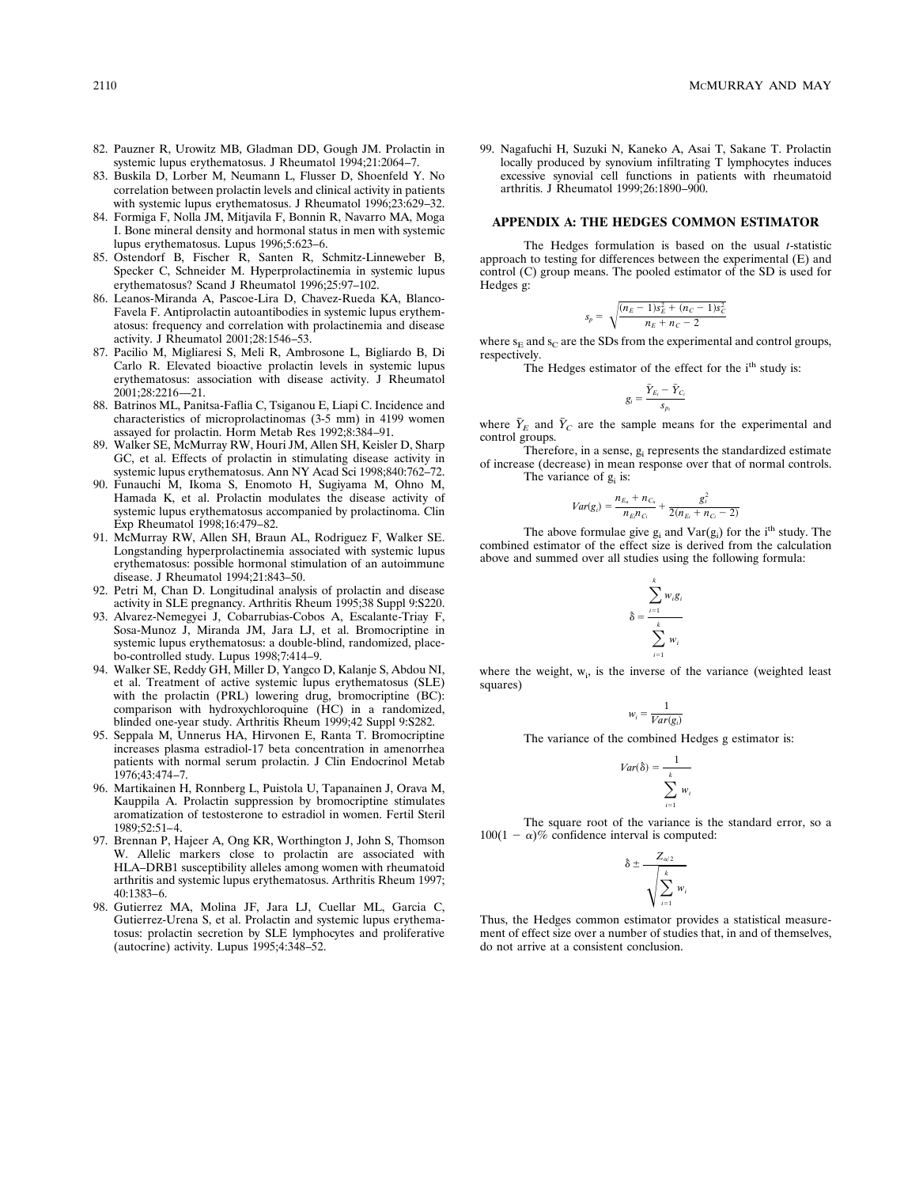82. Pauzner R, Urowitz MB, Gladman DD, Gough JM. Prolactin in systemic lupus erythematosus. J Rheumatol 1994;21:2064–7.
83. Buskila D, Lorber M, Neumann L, Flusser D, Shoenfeld Y. No correlation between prolactin levels and clinical activity in patients with systemic lupus erythematosus. J Rheumatol 1996;23:629–32.
84. Formiga F, Nolla JM, Mitjavila F, Bonnin R, Navarro MA, Moga I. Bone mineral density and hormonal status in men with systemic lupus erythematosus. Lupus 1996;5:623–6.
85. Ostendorf B, Fischer R, Santen R, Schmitz-Linneweber B, Specker C, Schneider M. Hyperprolactinemia in systemic lupus erythematosus? Scand J Rheumatol 1996;25:97–102.
86. Leanos-Miranda A, Pascoe-Lira D, Chavez-Rueda KA, Blanco-Favela F. Antiprolactin autoantibodies in systemic lupus erythematosus: frequency and correlation with prolactinemia and disease activity. J Rheumatol 2001;28:1546–53.
87. Pacilio M, Migliaresi S, Meli R, Ambrosone L, Bigliardo B, Di Carlo R. Elevated bioactive prolactin levels in systemic lupus erythematosus: association with disease activity. J Rheumatol 2001;28:2216—21.
88. Batrinos ML, Panitsa-Faflia C, Tsiganou E, Liapi C. Incidence and characteristics of microprolactinomas (3-5 mm) in 4199 women assayed for prolactin. Horm Metab Res 1992;8:384–91.
89. Walker SE, McMurray RW, Houri JM, Allen SH, Keisler D, Sharp GC, et al. Effects of prolactin in stimulating disease activity in systemic lupus erythematosus. Ann NY Acad Sci 1998;840:762–72.
90. Funauchi M, Ikoma S, Enomoto H, Sugiyama M, Ohno M, Hamada K, et al. Prolactin modulates the disease activity of systemic lupus erythematosus accompanied by prolactinoma. Clin Exp Rheumatol 1998;16:479–82.
91. McMurray RW, Allen SH, Braun AL, Rodriguez F, Walker SE. Longstanding hyperprolactinemia associated with systemic lupus erythematosus: possible hormonal stimulation of an autoimmune disease. J Rheumatol 1994;21:843–50.
92. Petri M, Chan D. Longitudinal analysis of prolactin and disease activity in SLE pregnancy. Arthritis Rheum 1995;38 Suppl 9:S220.
93. Alvarez-Nemegyei J, Cobarrubias-Cobos A, Escalante-Triay F, Sosa-Munoz J, Miranda JM, Jara LJ, et al. Bromocriptine in systemic lupus erythematosus: a double-blind, randomized, placebo-controlled study. Lupus 1998;7:414–9.
94. Walker SE, Reddy GH, Miller D, Yangco D, Kalanje S, Abdou NI, et al. Treatment of active systemic lupus erythematosus (SLE) with the prolactin (PRL) lowering drug, bromocriptine (BC): comparison with hydroxychloroquine (HC) in a randomized, blinded one-year study. Arthritis Rheum 1999;42 Suppl 9:S282.
95. Seppala M, Unnerus HA, Hirvonen E, Ranta T. Bromocriptine increases plasma estradiol-17 beta concentration in amenorrhea patients with normal serum prolactin. J Clin Endocrinol Metab 1976;43:474–7.
96. Martikainen H, Ronnberg L, Puistola U, Tapanainen J, Orava M, Kauppila A. Prolactin suppression by bromocriptine stimulates aromatization of testosterone to estradiol in women. Fertil Steril 1989;52:51–4.
97. Brennan P, Hajeer A, Ong KR, Worthington J, John S, Thomson W. Allelic markers close to prolactin are associated with HLA–DRB1 susceptibility alleles among women with rheumatoid arthritis and systemic lupus erythematosus. Arthritis Rheum 1997; 40:1383–6.
98. Gutierrez MA, Molina JF, Jara LJ, Cuellar ML, Garcia C, Gutierrez-Urena S, et al. Prolactin and systemic lupus erythematosus: prolactin secretion by SLE lymphocytes and proliferative (autocrine) activity. Lupus 1995;4:348–52.
99. Nagafuchi H, Suzuki N, Kaneko A, Asai T, Sakane T. Prolactin locally produced by synovium infiltrating T lymphocytes induces excessive synovial cell functions in patients with rheumatoid arthritis. J Rheumatol 1999;26:1890–900.

## APPENDIX A: THE HEDGES COMMON ESTIMATOR

The Hedges formulation is based on the usual *t*-statistic approach to testing for differences between the experimental (E) and control (C) group means. The pooled estimator of the SD is used for Hedges g:

$$s_p = \sqrt{\frac{(n_E - 1)s_E^2 + (n_C - 1)s_C^2}{n_E + n_C - 2}}$$

where $s_E$ and $s_C$ are the SDs from the experimental and control groups, respectively.

The Hedges estimator of the effect for the $i^{th}$ study is:

$$g_i = \frac{\bar{Y}_{E_i} - \bar{Y}_{C_i}}{s_{p_i}}$$

where $\bar{Y}_E$ and $\bar{Y}_C$ are the sample means for the experimental and control groups.

Therefore, in a sense, $g_i$ represents the standardized estimate of increase (decrease) in mean response over that of normal controls.

The variance of $g_i$ is:

$$Var(g_i) = \frac{n_{E_n} + n_{C_n}}{n_E n_{C_i}} + \frac{g_i^2}{2(n_{E_i} + n_{C_i} - 2)}$$

The above formulae give $g_i$ and $Var(g_i)$ for the $i^{th}$ study. The combined estimator of the effect size is derived from the calculation above and summed over all studies using the following formula:

$$\hat{\delta} = \frac{\sum_{i=1}^{k} w_i g_i}{\sum_{i=1}^{k} w_i}$$

where the weight, $w_i$, is the inverse of the variance (weighted least squares)

$$w_i = \frac{1}{Var(g_i)}$$

The variance of the combined Hedges g estimator is:

$$Var(\hat{\delta}) = \frac{1}{\sum_{i=1}^{k} w_i}$$

The square root of the variance is the standard error, so a $100(1 - \alpha)\%$ confidence interval is computed:

$$\hat{\delta} \pm \frac{Z_{\alpha/2}}{\sqrt{\sum_{i=1}^{k} w_i}}$$

Thus, the Hedges common estimator provides a statistical measurement of effect size over a number of studies that, in and of themselves, do not arrive at a consistent conclusion.